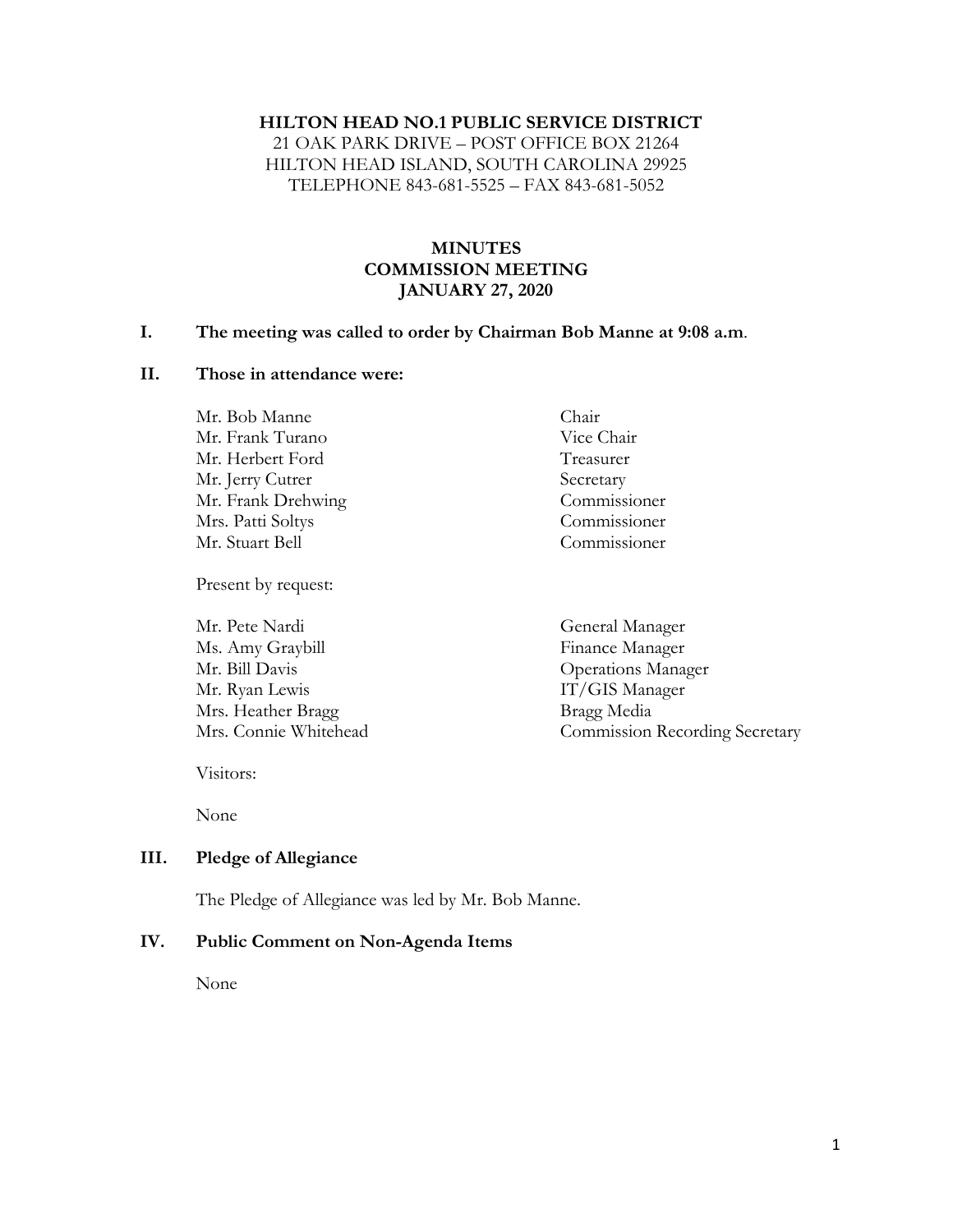**HILTON HEAD NO.1 PUBLIC SERVICE DISTRICT**
21 OAK PARK DRIVE – POST OFFICE BOX 21264
HILTON HEAD ISLAND, SOUTH CAROLINA 29925
TELEPHONE 843-681-5525 – FAX 843-681-5052

# MINUTES
# COMMISSION MEETING
# JANUARY 27, 2020

## I. The meeting was called to order by Chairman Bob Manne at 9:08 a.m.

## II. Those in attendance were:

| | |
|---|---|
| Mr. Bob Manne | Chair |
| Mr. Frank Turano | Vice Chair |
| Mr. Herbert Ford | Treasurer |
| Mr. Jerry Cutrer | Secretary |
| Mr. Frank Drehwing | Commissioner |
| Mrs. Patti Soltys | Commissioner |
| Mr. Stuart Bell | Commissioner |

Present by request:

| | |
|---|---|
| Mr. Pete Nardi | General Manager |
| Ms. Amy Graybill | Finance Manager |
| Mr. Bill Davis | Operations Manager |
| Mr. Ryan Lewis | IT/GIS Manager |
| Mrs. Heather Bragg | Bragg Media |
| Mrs. Connie Whitehead | Commission Recording Secretary |

Visitors:

None

## III. Pledge of Allegiance

The Pledge of Allegiance was led by Mr. Bob Manne.

## IV. Public Comment on Non-Agenda Items

None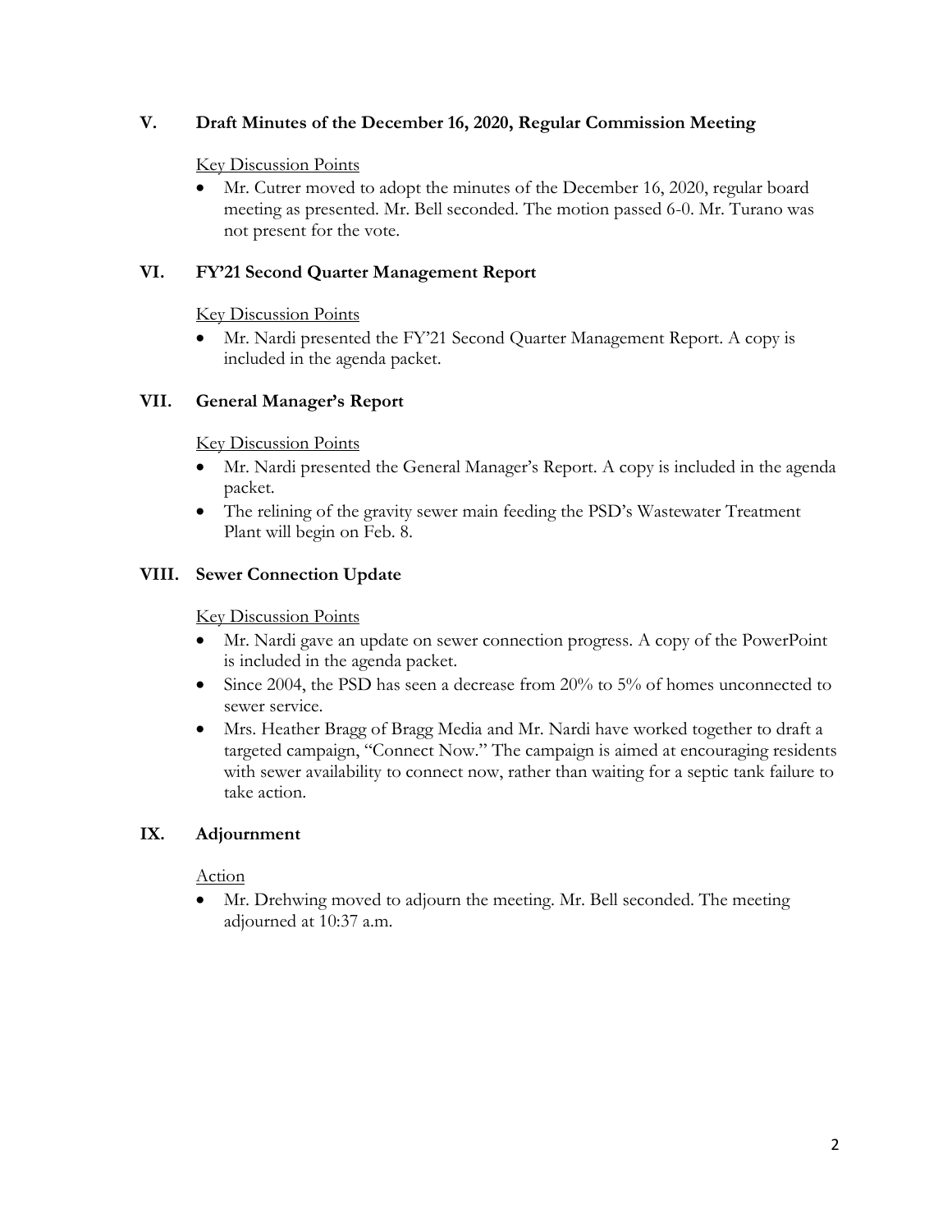## V. Draft Minutes of the December 16, 2020, Regular Commission Meeting

Key Discussion Points

- Mr. Cutrer moved to adopt the minutes of the December 16, 2020, regular board meeting as presented. Mr. Bell seconded. The motion passed 6-0. Mr. Turano was not present for the vote.

## VI. FY'21 Second Quarter Management Report

Key Discussion Points

- Mr. Nardi presented the FY'21 Second Quarter Management Report. A copy is included in the agenda packet.

## VII. General Manager's Report

Key Discussion Points

- Mr. Nardi presented the General Manager's Report. A copy is included in the agenda packet.
- The relining of the gravity sewer main feeding the PSD's Wastewater Treatment Plant will begin on Feb. 8.

## VIII. Sewer Connection Update

Key Discussion Points

- Mr. Nardi gave an update on sewer connection progress. A copy of the PowerPoint is included in the agenda packet.
- Since 2004, the PSD has seen a decrease from 20% to 5% of homes unconnected to sewer service.
- Mrs. Heather Bragg of Bragg Media and Mr. Nardi have worked together to draft a targeted campaign, "Connect Now." The campaign is aimed at encouraging residents with sewer availability to connect now, rather than waiting for a septic tank failure to take action.

## IX. Adjournment

Action

- Mr. Drehwing moved to adjourn the meeting. Mr. Bell seconded. The meeting adjourned at 10:37 a.m.